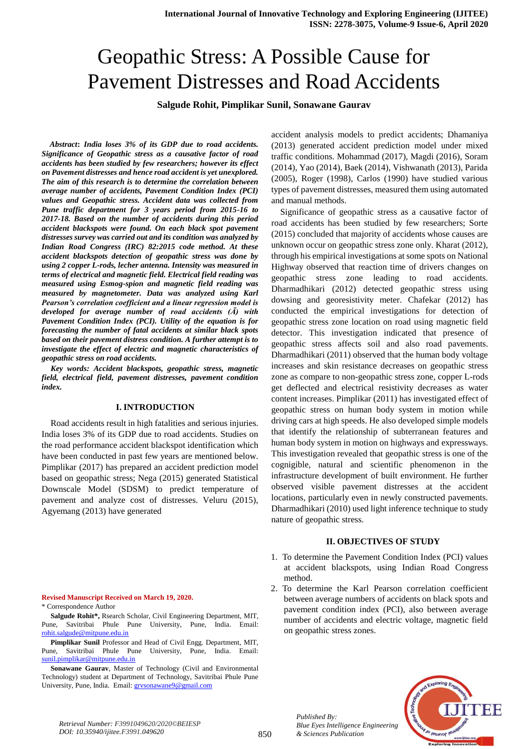# Geopathic Stress: A Possible Cause for Pavement Distresses and Road Accidents

**Salgude Rohit, Pimplikar Sunil, Sonawane Gaurav**

***Abstract*: *India loses 3% of its GDP due to road accidents. Significance of Geopathic stress as a causative factor of road accidents has been studied by few researchers; however its effect on Pavement distresses and hence road accident is yet unexplored. The aim of this research is to determine the correlation between average number of accidents, Pavement Condition Index (PCI) values and Geopathic stress. Accident data was collected from Pune traffic department for 3 years period from 2015-16 to 2017-18. Based on the number of accidents during this period accident blackspots were found. On each black spot pavement distresses survey was carried out and its condition was analyzed by Indian Road Congress (IRC) 82:2015 code method. At these accident blackspots detection of geopathic stress was done by using 2 copper L-rods, lecher antenna. Intensity was measured in terms of electrical and magnetic field. Electrical field reading was measured using Esmog-spion and magnetic field reading was measured by magnetometer. Data was analyzed using Karl Pearson's correlation coefficient and a linear regression model is developed for average number of road accidents ($\bar{A}$) with Pavement Condition Index (PCI). Utility of the equation is for forecasting the number of fatal accidents at similar black spots based on their pavement distress condition. A further attempt is to investigate the effect of electric and magnetic characteristics of geopathic stress on road accidents.***

***Key words: Accident blackspots, geopathic stress, magnetic field, electrical field, pavement distresses, pavement condition index.***

## I. INTRODUCTION

Road accidents result in high fatalities and serious injuries. India loses 3% of its GDP due to road accidents. Studies on the road performance accident blackspot identification which have been conducted in past few years are mentioned below. Pimplikar (2017) has prepared an accident prediction model based on geopathic stress; Nega (2015) generated Statistical Downscale Model (SDSM) to predict temperature of pavement and analyze cost of distresses. Veluru (2015), Agyemang (2013) have generated accident analysis models to predict accidents; Dhamaniya (2013) generated accident prediction model under mixed traffic conditions. Mohammad (2017), Magdi (2016), Soram (2014), Yao (2014), Baek (2014), Vishwanath (2013), Parida (2005), Roger (1998), Carlos (1990) have studied various types of pavement distresses, measured them using automated and manual methods.

Significance of geopathic stress as a causative factor of road accidents has been studied by few researchers; Sorte (2015) concluded that majority of accidents whose causes are unknown occur on geopathic stress zone only. Kharat (2012), through his empirical investigations at some spots on National Highway observed that reaction time of drivers changes on geopathic stress zone leading to road accidents. Dharmadhikari (2012) detected geopathic stress using dowsing and georesistivity meter. Chafekar (2012) has conducted the empirical investigations for detection of geopathic stress zone location on road using magnetic field detector. This investigation indicated that presence of geopathic stress affects soil and also road pavements. Dharmadhikari (2011) observed that the human body voltage increases and skin resistance decreases on geopathic stress zone as compare to non-geopathic stress zone, copper L-rods get deflected and electrical resistivity decreases as water content increases. Pimplikar (2011) has investigated effect of geopathic stress on human body system in motion while driving cars at high speeds. He also developed simple models that identify the relationship of subterranean features and human body system in motion on highways and expressways. This investigation revealed that geopathic stress is one of the cognigible, natural and scientific phenomenon in the infrastructure development of built environment. He further observed visible pavement distresses at the accident locations, particularly even in newly constructed pavements. Dharmadhikari (2010) used light inference technique to study nature of geopathic stress.

## II. OBJECTIVES OF STUDY

1. To determine the Pavement Condition Index (PCI) values at accident blackspots, using Indian Road Congress method.
2. To determine the Karl Pearson correlation coefficient between average numbers of accidents on black spots and pavement condition index (PCI), also between average number of accidents and electric voltage, magnetic field on geopathic stress zones.

**Revised Manuscript Received on March 19, 2020.**

\* Correspondence Author

**Salgude Rohit\***, Rsearch Scholar, Civil Engineering Department, MIT, Pune, Savitribai Phule Pune University, Pune, India. Email: rohit.salgude@mitpune.edu.in

**Pimplikar Sunil** Professor and Head of Civil Engg. Department, MIT, Pune, Savitribai Phule Pune University, Pune, India. Email: sunil.pimplikar@mitpune.edu.in

**Sonawane Gaurav**, Master of Technology (Civil and Environmental Technology) student at Department of Technology, Savitribai Phule Pune University, Pune, India. Email: grvsonawane9@gmail.com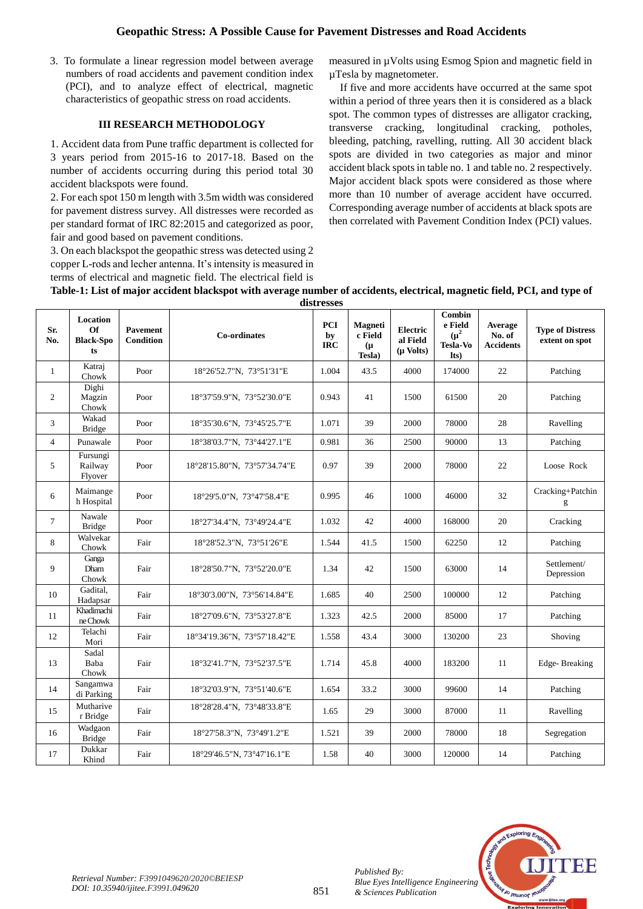3. To formulate a linear regression model between average numbers of road accidents and pavement condition index (PCI), and to analyze effect of electrical, magnetic characteristics of geopathic stress on road accidents.

## III RESEARCH METHODOLOGY

1. Accident data from Pune traffic department is collected for 3 years period from 2015-16 to 2017-18. Based on the number of accidents occurring during this period total 30 accident blackspots were found.
2. For each spot 150 m length with 3.5m width was considered for pavement distress survey. All distresses were recorded as per standard format of IRC 82:2015 and categorized as poor, fair and good based on pavement conditions.
3. On each blackspot the geopathic stress was detected using 2 copper L-rods and lecher antenna. It's intensity is measured in terms of electrical and magnetic field. The electrical field is measured in µVolts using Esmog Spion and magnetic field in µTesla by magnetometer.

If five and more accidents have occurred at the same spot within a period of three years then it is considered as a black spot. The common types of distresses are alligator cracking, transverse cracking, longitudinal cracking, potholes, bleeding, patching, ravelling, rutting. All 30 accident black spots are divided in two categories as major and minor accident black spots in table no. 1 and table no. 2 respectively. Major accident black spots were considered as those where more than 10 number of average accident have occurred. Corresponding average number of accidents at black spots are then correlated with Pavement Condition Index (PCI) values.

**Table-1: List of major accident blackspot with average number of accidents, electrical, magnetic field, PCI, and type of distresses**

| Sr. No. | Location Of Black-Spots | Pavement Condition | Co-ordinates | PCI by IRC | Magnetic Field (µ Tesla) | Electrical Field (µ Volts) | Combine Field ($\mu^2$ Tesla-Volts) | Average No. of Accidents | Type of Distress extent on spot |
|---|---|---|---|---|---|---|---|---|---|
| 1 | Katraj Chowk | Poor | 18°26'52.7"N, 73°51'31"E | 1.004 | 43.5 | 4000 | 174000 | 22 | Patching |
| 2 | Dighi Magzin Chowk | Poor | 18°37'59.9"N, 73°52'30.0"E | 0.943 | 41 | 1500 | 61500 | 20 | Patching |
| 3 | Wakad Bridge | Poor | 18°35'30.6"N, 73°45'25.7"E | 1.071 | 39 | 2000 | 78000 | 28 | Ravelling |
| 4 | Punawale | Poor | 18°38'03.7"N, 73°44'27.1"E | 0.981 | 36 | 2500 | 90000 | 13 | Patching |
| 5 | Fursungi Railway Flyover | Poor | 18°28'15.80"N, 73°57'34.74"E | 0.97 | 39 | 2000 | 78000 | 22 | Loose Rock |
| 6 | Maimangeh Hospital | Poor | 18°29'5.0"N, 73°47'58.4"E | 0.995 | 46 | 1000 | 46000 | 32 | Cracking+Patching |
| 7 | Nawale Bridge | Poor | 18°27'34.4"N, 73°49'24.4"E | 1.032 | 42 | 4000 | 168000 | 20 | Cracking |
| 8 | Walvekar Chowk | Fair | 18°28'52.3"N, 73°51'26"E | 1.544 | 41.5 | 1500 | 62250 | 12 | Patching |
| 9 | Ganga Dham Chowk | Fair | 18°28'50.7"N, 73°52'20.0"E | 1.34 | 42 | 1500 | 63000 | 14 | Settlement/ Depression |
| 10 | Gadital, Hadapsar | Fair | 18°30'3.00"N, 73°56'14.84"E | 1.685 | 40 | 2500 | 100000 | 12 | Patching |
| 11 | Khadimachine Chowk | Fair | 18°27'09.6"N, 73°53'27.8"E | 1.323 | 42.5 | 2000 | 85000 | 17 | Patching |
| 12 | Telachi Mori | Fair | 18°34'19.36"N, 73°57'18.42"E | 1.558 | 43.4 | 3000 | 130200 | 23 | Shoving |
| 13 | Sadal Baba Chowk | Fair | 18°32'41.7"N, 73°52'37.5"E | 1.714 | 45.8 | 4000 | 183200 | 11 | Edge- Breaking |
| 14 | Sangamwadi Parking | Fair | 18°32'03.9"N, 73°51'40.6"E | 1.654 | 33.2 | 3000 | 99600 | 14 | Patching |
| 15 | Muthariver Bridge | Fair | 18°28'28.4"N, 73°48'33.8"E | 1.65 | 29 | 3000 | 87000 | 11 | Ravelling |
| 16 | Wadgaon Bridge | Fair | 18°27'58.3"N, 73°49'1.2"E | 1.521 | 39 | 2000 | 78000 | 18 | Segregation |
| 17 | Dukkar Khind | Fair | 18°29'46.5"N, 73°47'16.1"E | 1.58 | 40 | 3000 | 120000 | 14 | Patching |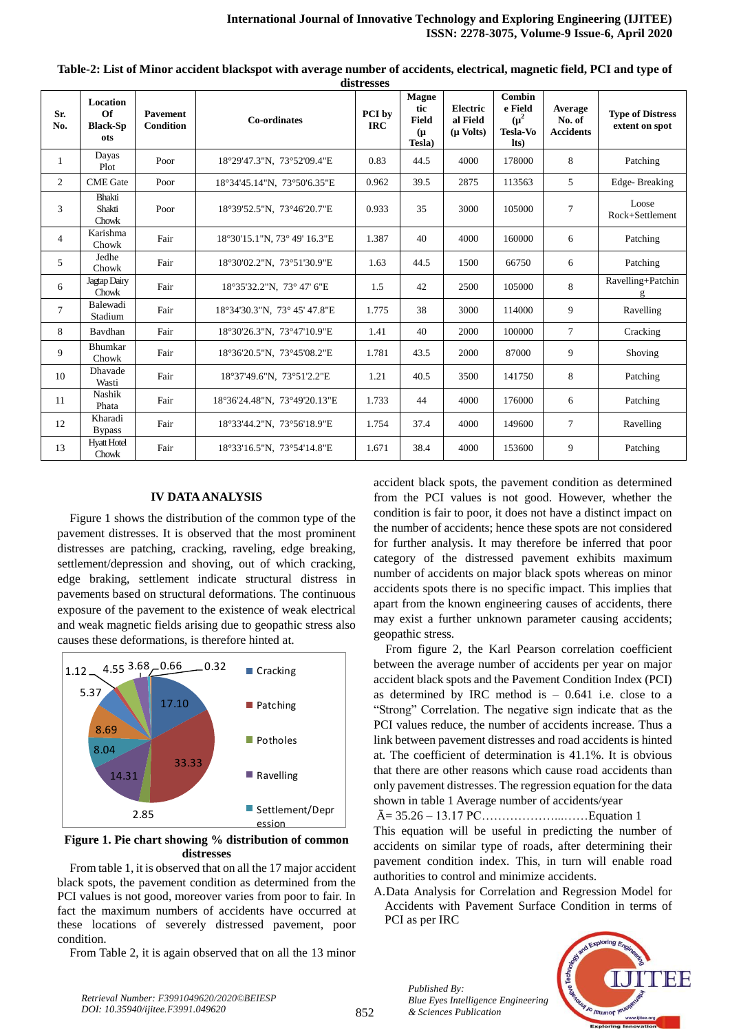**Table-2: List of Minor accident blackspot with average number of accidents, electrical, magnetic field, PCI and type of distresses**

| Sr. No. | Location Of Black-Spots | Pavement Condition | Co-ordinates | PCI by IRC | Magnetic Field (μ Tesla) | Electrical Field (μ Volts) | Combine Field ($\mu^2$ Tesla-Volts) | Average No. of Accidents | Type of Distress extent on spot |
|---|---|---|---|---|---|---|---|---|---|
| 1 | Dayas Plot | Poor | 18°29'47.3"N, 73°52'09.4"E | 0.83 | 44.5 | 4000 | 178000 | 8 | Patching |
| 2 | CME Gate | Poor | 18°34'45.14"N, 73°50'6.35"E | 0.962 | 39.5 | 2875 | 113563 | 5 | Edge- Breaking |
| 3 | Bhakti Shakti Chowk | Poor | 18°39'52.5"N, 73°46'20.7"E | 0.933 | 35 | 3000 | 105000 | 7 | Loose Rock+Settlement |
| 4 | Karishma Chowk | Fair | 18°30'15.1"N, 73° 49' 16.3"E | 1.387 | 40 | 4000 | 160000 | 6 | Patching |
| 5 | Jedhe Chowk | Fair | 18°30'02.2"N, 73°51'30.9"E | 1.63 | 44.5 | 1500 | 66750 | 6 | Patching |
| 6 | Jagtap Dairy Chowk | Fair | 18°35'32.2"N, 73° 47' 6"E | 1.5 | 42 | 2500 | 105000 | 8 | Ravelling+Patching |
| 7 | Balewadi Stadium | Fair | 18°34'30.3"N, 73° 45' 47.8"E | 1.775 | 38 | 3000 | 114000 | 9 | Ravelling |
| 8 | Bavdhan | Fair | 18°30'26.3"N, 73°47'10.9"E | 1.41 | 40 | 2000 | 100000 | 7 | Cracking |
| 9 | Bhumkar Chowk | Fair | 18°36'20.5"N, 73°45'08.2"E | 1.781 | 43.5 | 2000 | 87000 | 9 | Shoving |
| 10 | Dhavade Wasti | Fair | 18°37'49.6"N, 73°51'2.2"E | 1.21 | 40.5 | 3500 | 141750 | 8 | Patching |
| 11 | Nashik Phata | Fair | 18°36'24.48"N, 73°49'20.13"E | 1.733 | 44 | 4000 | 176000 | 6 | Patching |
| 12 | Kharadi Bypass | Fair | 18°33'44.2"N, 73°56'18.9"E | 1.754 | 37.4 | 4000 | 149600 | 7 | Ravelling |
| 13 | Hyatt Hotel Chowk | Fair | 18°33'16.5"N, 73°54'14.8"E | 1.671 | 38.4 | 4000 | 153600 | 9 | Patching |

## IV DATA ANALYSIS

Figure 1 shows the distribution of the common type of the pavement distresses. It is observed that the most prominent distresses are patching, cracking, raveling, edge breaking, settlement/depression and shoving, out of which cracking, edge braking, settlement indicate structural distress in pavements based on structural deformations. The continuous exposure of the pavement to the existence of weak electrical and weak magnetic fields arising due to geopathic stress also causes these deformations, is therefore hinted at.

**Figure 1. Pie chart showing % distribution of common distresses**

From table 1, it is observed that on all the 17 major accident black spots, the pavement condition as determined from the PCI values is not good, moreover varies from poor to fair. In fact the maximum numbers of accidents have occurred at these locations of severely distressed pavement, poor condition.

From Table 2, it is again observed that on all the 13 minor accident black spots, the pavement condition as determined from the PCI values is not good. However, whether the condition is fair to poor, it does not have a distinct impact on the number of accidents; hence these spots are not considered for further analysis. It may therefore be inferred that poor category of the distressed pavement exhibits maximum number of accidents on major black spots whereas on minor accidents spots there is no specific impact. This implies that apart from the known engineering causes of accidents, there may exist a further unknown parameter causing accidents; geopathic stress.

From figure 2, the Karl Pearson correlation coefficient between the average number of accidents per year on major accident black spots and the Pavement Condition Index (PCI) as determined by IRC method is – 0.641 i.e. close to a "Strong" Correlation. The negative sign indicate that as the PCI values reduce, the number of accidents increase. Thus a link between pavement distresses and road accidents is hinted at. The coefficient of determination is 41.1%. It is obvious that there are other reasons which cause road accidents than only pavement distresses. The regression equation for the data shown in table 1 Average number of accidents/year

$\bar{A}$ = 35.26 – 13.17 PC……………….....……Equation 1

This equation will be useful in predicting the number of accidents on similar type of roads, after determining their pavement condition index. This, in turn will enable road authorities to control and minimize accidents.

A. Data Analysis for Correlation and Regression Model for Accidents with Pavement Surface Condition in terms of PCI as per IRC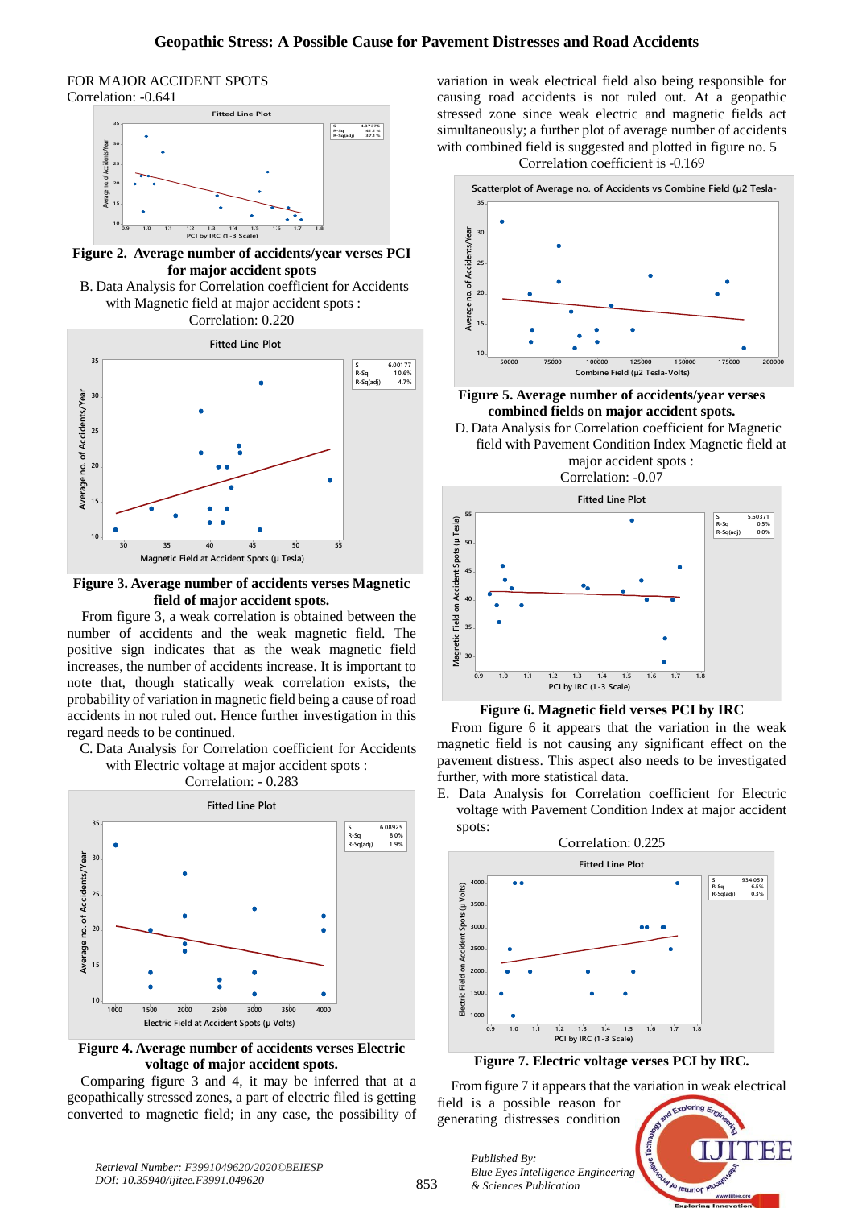FOR MAJOR ACCIDENT SPOTS

Correlation: -0.641

**Figure 2. Average number of accidents/year verses PCI for major accident spots**

B. Data Analysis for Correlation coefficient for Accidents with Magnetic field at major accident spots :

Correlation: 0.220

**Figure 3. Average number of accidents verses Magnetic field of major accident spots.**

From figure 3, a weak correlation is obtained between the number of accidents and the weak magnetic field. The positive sign indicates that as the weak magnetic field increases, the number of accidents increase. It is important to note that, though statically weak correlation exists, the probability of variation in magnetic field being a cause of road accidents in not ruled out. Hence further investigation in this regard needs to be continued.

C. Data Analysis for Correlation coefficient for Accidents with Electric voltage at major accident spots :

Correlation: - 0.283

**Figure 4. Average number of accidents verses Electric voltage of major accident spots.**

Comparing figure 3 and 4, it may be inferred that at a geopathically stressed zones, a part of electric filed is getting converted to magnetic field; in any case, the possibility of variation in weak electrical field also being responsible for causing road accidents is not ruled out. At a geopathic stressed zone since weak electric and magnetic fields act simultaneously; a further plot of average number of accidents with combined field is suggested and plotted in figure no. 5

Correlation coefficient is -0.169

**Figure 5. Average number of accidents/year verses combined fields on major accident spots.**

D. Data Analysis for Correlation coefficient for Magnetic field with Pavement Condition Index Magnetic field at major accident spots :

Correlation: -0.07

**Figure 6. Magnetic field verses PCI by IRC**

From figure 6 it appears that the variation in the weak magnetic field is not causing any significant effect on the pavement distress. This aspect also needs to be investigated further, with more statistical data.

E. Data Analysis for Correlation coefficient for Electric voltage with Pavement Condition Index at major accident spots:

Correlation: 0.225

**Figure 7. Electric voltage verses PCI by IRC.**

From figure 7 it appears that the variation in weak electrical field is a possible reason for generating distresses condition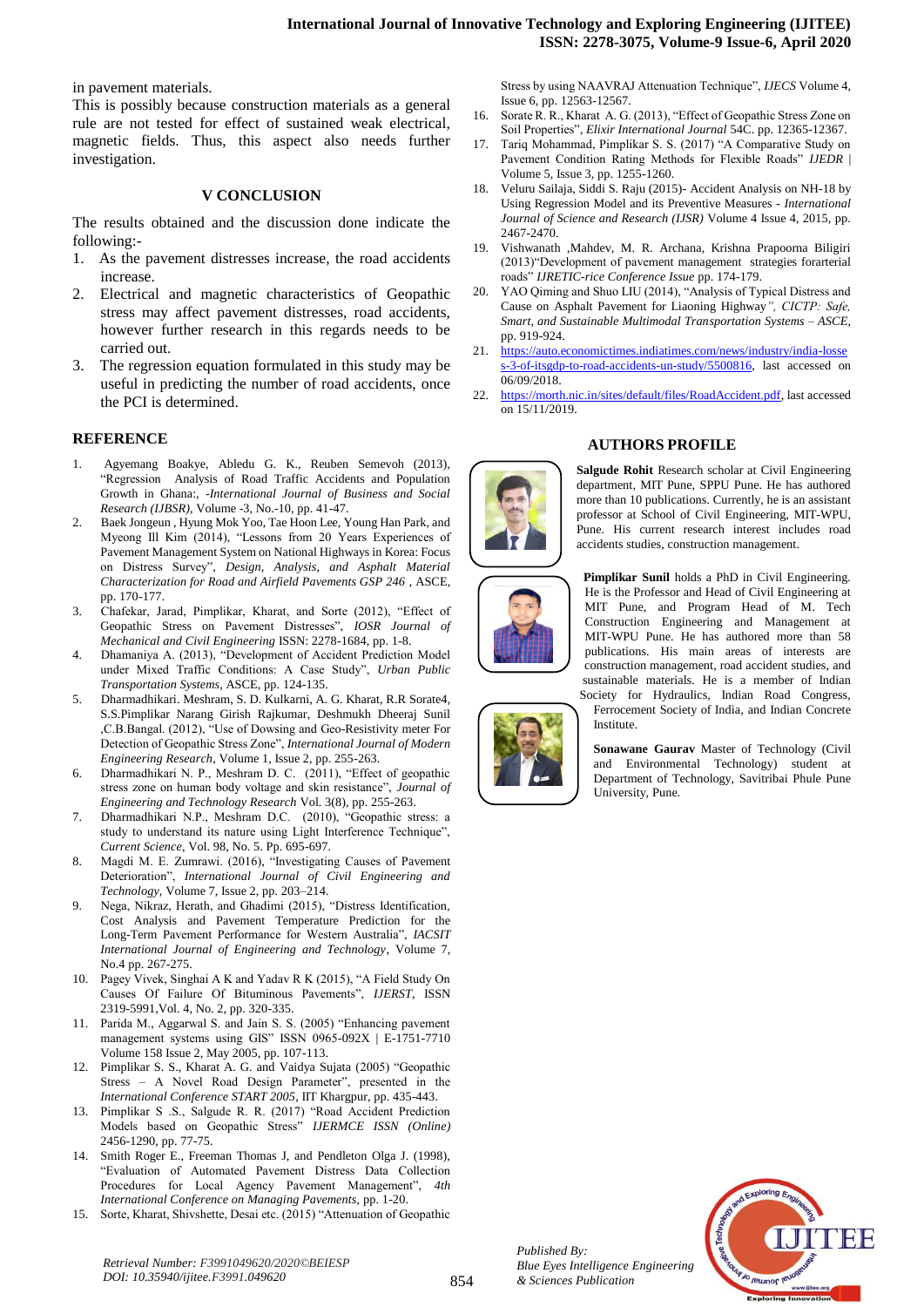in pavement materials.

This is possibly because construction materials as a general rule are not tested for effect of sustained weak electrical, magnetic fields. Thus, this aspect also needs further investigation.

## V CONCLUSION

The results obtained and the discussion done indicate the following:-

1. As the pavement distresses increase, the road accidents increase.
2. Electrical and magnetic characteristics of Geopathic stress may affect pavement distresses, road accidents, however further research in this regards needs to be carried out.
3. The regression equation formulated in this study may be useful in predicting the number of road accidents, once the PCI is determined.

## REFERENCE

1. Agyemang Boakye, Abledu G. K., Reuben Semevoh (2013), "Regression Analysis of Road Traffic Accidents and Population Growth in Ghana:, -*International Journal of Business and Social Research (IJBSR)*, Volume -3, No.-10, pp. 41-47.
2. Baek Jongeun , Hyung Mok Yoo, Tae Hoon Lee, Young Han Park, and Myeong Ill Kim (2014), "Lessons from 20 Years Experiences of Pavement Management System on National Highways in Korea: Focus on Distress Survey", *Design, Analysis, and Asphalt Material Characterization for Road and Airfield Pavements GSP 246* , ASCE, pp. 170-177.
3. Chafekar, Jarad, Pimplikar, Kharat, and Sorte (2012), "Effect of Geopathic Stress on Pavement Distresses", *IOSR Journal of Mechanical and Civil Engineering* ISSN: 2278-1684, pp. 1-8.
4. Dhamaniya A. (2013), "Development of Accident Prediction Model under Mixed Traffic Conditions: A Case Study", *Urban Public Transportation Systems*, ASCE, pp. 124-135.
5. Dharmadhikari. Meshram, S. D. Kulkarni, A. G. Kharat, R.R Sorate4, S.S.Pimplikar Narang Girish Rajkumar, Deshmukh Dheeraj Sunil ,C.B.Bangal. (2012), "Use of Dowsing and Geo-Resistivity meter For Detection of Geopathic Stress Zone", *International Journal of Modern Engineering Research*, Volume 1, Issue 2, pp. 255-263.
6. Dharmadhikari N. P., Meshram D. C. (2011), "Effect of geopathic stress zone on human body voltage and skin resistance", *Journal of Engineering and Technology Research* Vol. 3(8), pp. 255-263.
7. Dharmadhikari N.P., Meshram D.C. (2010), "Geopathic stress: a study to understand its nature using Light Interference Technique", *Current Science*, Vol. 98, No. 5. Pp. 695-697.
8. Magdi M. E. Zumrawi. (2016), "Investigating Causes of Pavement Deterioration", *International Journal of Civil Engineering and Technology*, Volume 7, Issue 2, pp. 203–214.
9. Nega, Nikraz, Herath, and Ghadimi (2015), "Distress Identification, Cost Analysis and Pavement Temperature Prediction for the Long-Term Pavement Performance for Western Australia", *IACSIT International Journal of Engineering and Technology*, Volume 7, No.4 pp. 267-275.
10. Pagey Vivek, Singhai A K and Yadav R K (2015), "A Field Study On Causes Of Failure Of Bituminous Pavements", *IJERST*, ISSN 2319-5991,Vol. 4, No. 2, pp. 320-335.
11. Parida M., Aggarwal S. and Jain S. S. (2005) "Enhancing pavement management systems using GIS" ISSN 0965-092X | E-1751-7710 Volume 158 Issue 2, May 2005, pp. 107-113.
12. Pimplikar S. S., Kharat A. G. and Vaidya Sujata (2005) "Geopathic Stress – A Novel Road Design Parameter", presented in the *International Conference START 2005*, IIT Khargpur, pp. 435-443.
13. Pimplikar S .S., Salgude R. R. (2017) "Road Accident Prediction Models based on Geopathic Stress" *IJERMCE ISSN (Online)* 2456-1290, pp. 77-75.
14. Smith Roger E., Freeman Thomas J, and Pendleton Olga J. (1998), "Evaluation of Automated Pavement Distress Data Collection Procedures for Local Agency Pavement Management", *4th International Conference on Managing Pavements*, pp. 1-20.
15. Sorte, Kharat, Shivshette, Desai etc. (2015) "Attenuation of Geopathic Stress by using NAAVRAJ Attenuation Technique", *IJECS* Volume 4, Issue 6, pp. 12563-12567.
16. Sorate R. R., Kharat A. G. (2013), "Effect of Geopathic Stress Zone on Soil Properties", *Elixir International Journal* 54C. pp. 12365-12367.
17. Tariq Mohammad, Pimplikar S. S. (2017) "A Comparative Study on Pavement Condition Rating Methods for Flexible Roads" *IJEDR* | Volume 5, Issue 3, pp. 1255-1260.
18. Veluru Sailaja, Siddi S. Raju (2015)- Accident Analysis on NH-18 by Using Regression Model and its Preventive Measures - *International Journal of Science and Research (IJSR)* Volume 4 Issue 4, 2015, pp. 2467-2470.
19. Vishwanath ,Mahdev, M. R. Archana, Krishna Prapoorna Biligiri (2013)"Development of pavement management strategies forarterial roads" *IJRETIC-rice Conference Issue* pp. 174-179.
20. YAO Qiming and Shuo LIU (2014), "Analysis of Typical Distress and Cause on Asphalt Pavement for Liaoning Highway*", CICTP: Safe, Smart, and Sustainable Multimodal Transportation Systems – ASCE*, pp. 919-924.
21. https://auto.economictimes.indiatimes.com/news/industry/india-losses-3-of-itsgdp-to-road-accidents-un-study/5500816, last accessed on 06/09/2018.
22. https://morth.nic.in/sites/default/files/RoadAccident.pdf, last accessed on 15/11/2019.

## AUTHORS PROFILE

**Salgude Rohit** Research scholar at Civil Engineering department, MIT Pune, SPPU Pune. He has authored more than 10 publications. Currently, he is an assistant professor at School of Civil Engineering, MIT-WPU, Pune. His current research interest includes road accidents studies, construction management.

**Pimplikar Sunil** holds a PhD in Civil Engineering. He is the Professor and Head of Civil Engineering at MIT Pune, and Program Head of M. Tech Construction Engineering and Management at MIT-WPU Pune. He has authored more than 58 publications. His main areas of interests are construction management, road accident studies, and sustainable materials. He is a member of Indian Society for Hydraulics, Indian Road Congress, Ferrocement Society of India, and Indian Concrete Institute.

**Sonawane Gaurav** Master of Technology (Civil and Environmental Technology) student at Department of Technology, Savitribai Phule Pune University, Pune.